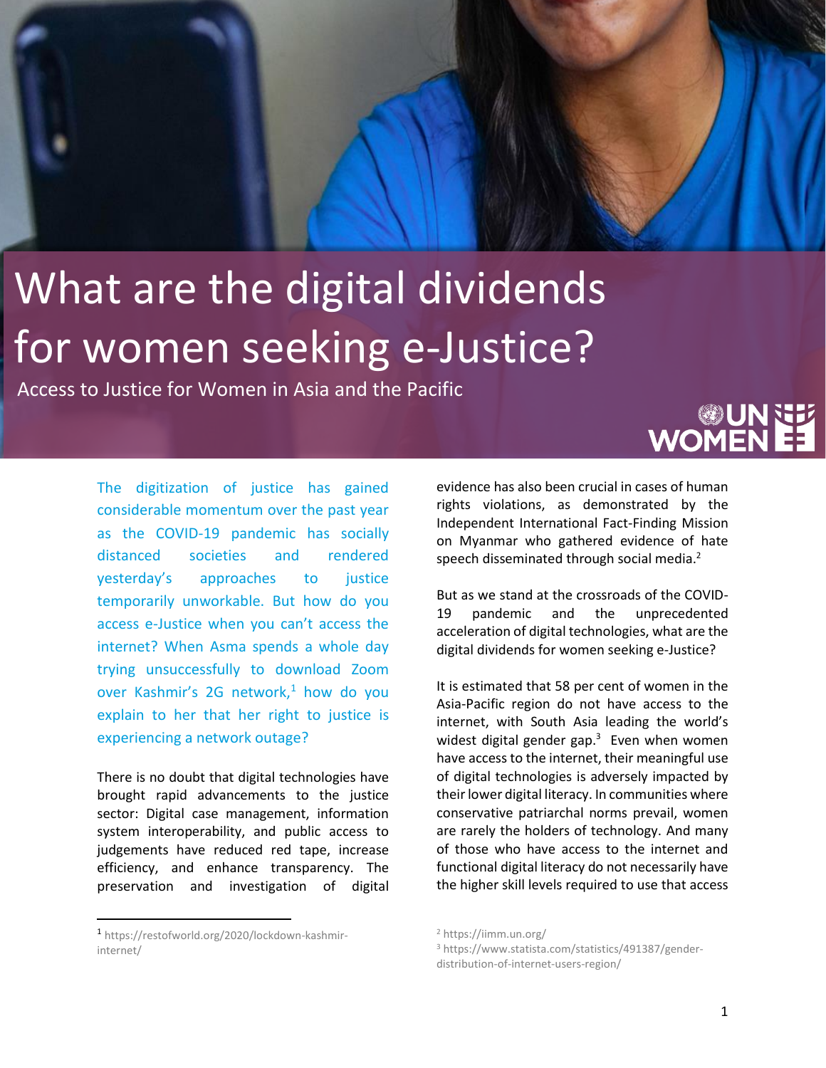# What are the digital dividends for women seeking e-Justice?

Access to Justice for Women in Asia and the Pacific

The digitization of justice has gained considerable momentum over the past year as the COVID-19 pandemic has socially distanced societies and rendered yesterday's approaches to justice temporarily unworkable. But how do you access e-Justice when you can't access the internet? When Asma spends a whole day trying unsuccessfully to download Zoom over Kashmir's 2G network,[1] how do you explain to her that her right to justice is experiencing a network outage?

There is no doubt that digital technologies have brought rapid advancements to the justice sector: Digital case management, information system interoperability, and public access to judgements have reduced red tape, increase efficiency, and enhance transparency. The preservation and investigation of digital evidence has also been crucial in cases of human rights violations, as demonstrated by the Independent International Fact-Finding Mission on Myanmar who gathered evidence of hate speech disseminated through social media.[2]

But as we stand at the crossroads of the COVID-19 pandemic and the unprecedented acceleration of digital technologies, what are the digital dividends for women seeking e-Justice?

It is estimated that 58 per cent of women in the Asia-Pacific region do not have access to the internet, with South Asia leading the world's widest digital gender gap.[3] Even when women have access to the internet, their meaningful use of digital technologies is adversely impacted by their lower digital literacy. In communities where conservative patriarchal norms prevail, women are rarely the holders of technology. And many of those who have access to the internet and functional digital literacy do not necessarily have the higher skill levels required to use that access

[1] https://restofworld.org/2020/lockdown-kashmir-internet/

[2] https://iimm.un.org/

[3] https://www.statista.com/statistics/491387/gender-distribution-of-internet-users-region/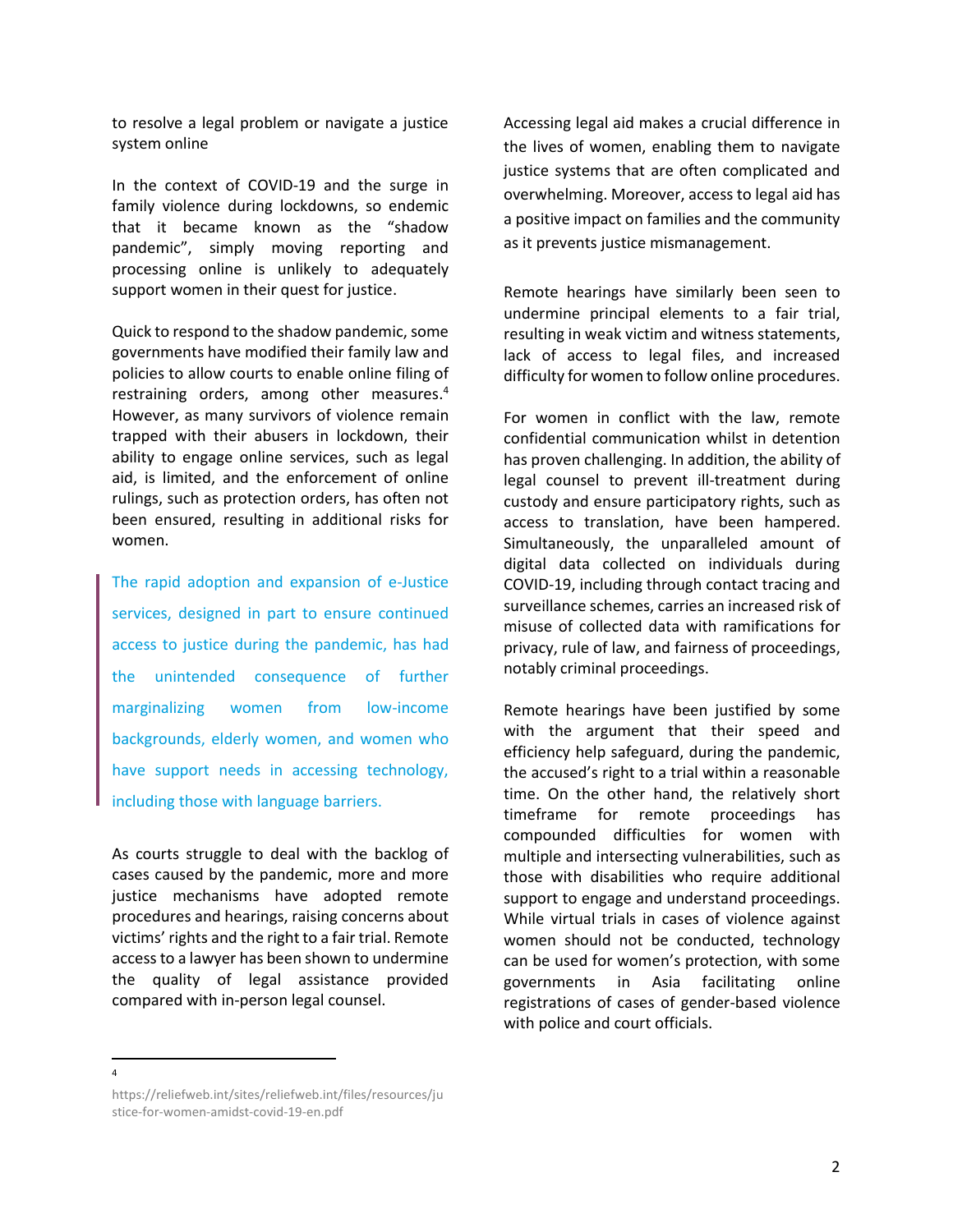to resolve a legal problem or navigate a justice system online

In the context of COVID-19 and the surge in family violence during lockdowns, so endemic that it became known as the "shadow pandemic", simply moving reporting and processing online is unlikely to adequately support women in their quest for justice.

Quick to respond to the shadow pandemic, some governments have modified their family law and policies to allow courts to enable online filing of restraining orders, among other measures.[4] However, as many survivors of violence remain trapped with their abusers in lockdown, their ability to engage online services, such as legal aid, is limited, and the enforcement of online rulings, such as protection orders, has often not been ensured, resulting in additional risks for women.

> The rapid adoption and expansion of e-Justice services, designed in part to ensure continued access to justice during the pandemic, has had the unintended consequence of further marginalizing women from low-income backgrounds, elderly women, and women who have support needs in accessing technology, including those with language barriers.

As courts struggle to deal with the backlog of cases caused by the pandemic, more and more justice mechanisms have adopted remote procedures and hearings, raising concerns about victims' rights and the right to a fair trial. Remote access to a lawyer has been shown to undermine the quality of legal assistance provided compared with in-person legal counsel.

Accessing legal aid makes a crucial difference in the lives of women, enabling them to navigate justice systems that are often complicated and overwhelming. Moreover, access to legal aid has a positive impact on families and the community as it prevents justice mismanagement.

Remote hearings have similarly been seen to undermine principal elements to a fair trial, resulting in weak victim and witness statements, lack of access to legal files, and increased difficulty for women to follow online procedures.

For women in conflict with the law, remote confidential communication whilst in detention has proven challenging. In addition, the ability of legal counsel to prevent ill-treatment during custody and ensure participatory rights, such as access to translation, have been hampered. Simultaneously, the unparalleled amount of digital data collected on individuals during COVID-19, including through contact tracing and surveillance schemes, carries an increased risk of misuse of collected data with ramifications for privacy, rule of law, and fairness of proceedings, notably criminal proceedings.

Remote hearings have been justified by some with the argument that their speed and efficiency help safeguard, during the pandemic, the accused's right to a trial within a reasonable time. On the other hand, the relatively short timeframe for remote proceedings has compounded difficulties for women with multiple and intersecting vulnerabilities, such as those with disabilities who require additional support to engage and understand proceedings. While virtual trials in cases of violence against women should not be conducted, technology can be used for women's protection, with some governments in Asia facilitating online registrations of cases of gender-based violence with police and court officials.

---

[4] https://reliefweb.int/sites/reliefweb.int/files/resources/justice-for-women-amidst-covid-19-en.pdf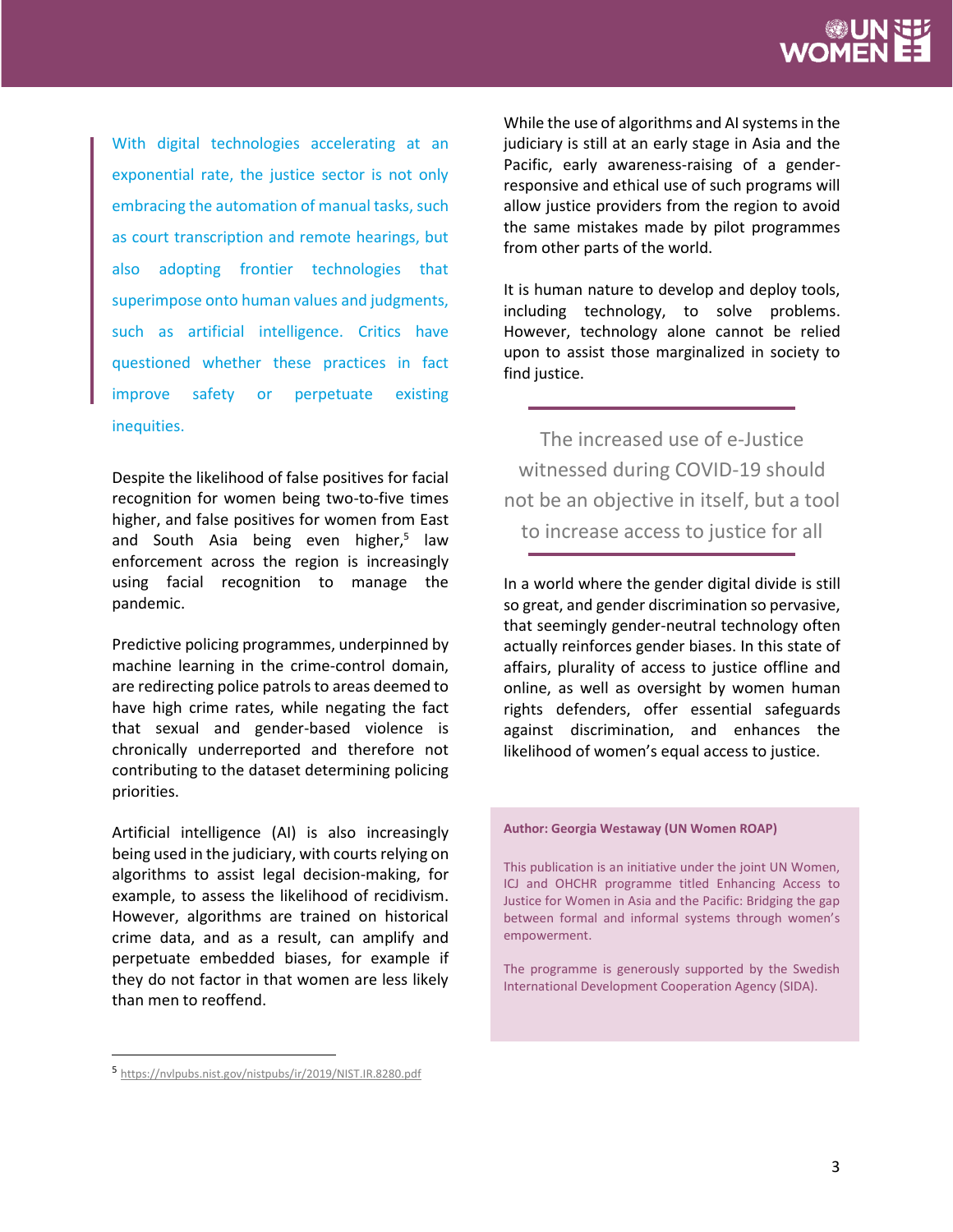> With digital technologies accelerating at an exponential rate, the justice sector is not only embracing the automation of manual tasks, such as court transcription and remote hearings, but also adopting frontier technologies that superimpose onto human values and judgments, such as artificial intelligence. Critics have questioned whether these practices in fact improve safety or perpetuate existing inequities.

Despite the likelihood of false positives for facial recognition for women being two-to-five times higher, and false positives for women from East and South Asia being even higher,[5] law enforcement across the region is increasingly using facial recognition to manage the pandemic.

Predictive policing programmes, underpinned by machine learning in the crime-control domain, are redirecting police patrols to areas deemed to have high crime rates, while negating the fact that sexual and gender-based violence is chronically underreported and therefore not contributing to the dataset determining policing priorities.

Artificial intelligence (AI) is also increasingly being used in the judiciary, with courts relying on algorithms to assist legal decision-making, for example, to assess the likelihood of recidivism. However, algorithms are trained on historical crime data, and as a result, can amplify and perpetuate embedded biases, for example if they do not factor in that women are less likely than men to reoffend.

While the use of algorithms and AI systems in the judiciary is still at an early stage in Asia and the Pacific, early awareness-raising of a gender-responsive and ethical use of such programs will allow justice providers from the region to avoid the same mistakes made by pilot programmes from other parts of the world.

It is human nature to develop and deploy tools, including technology, to solve problems. However, technology alone cannot be relied upon to assist those marginalized in society to find justice.

> The increased use of e-Justice witnessed during COVID-19 should not be an objective in itself, but a tool to increase access to justice for all

In a world where the gender digital divide is still so great, and gender discrimination so pervasive, that seemingly gender-neutral technology often actually reinforces gender biases. In this state of affairs, plurality of access to justice offline and online, as well as oversight by women human rights defenders, offer essential safeguards against discrimination, and enhances the likelihood of women's equal access to justice.

**Author: Georgia Westaway (UN Women ROAP)**

This publication is an initiative under the joint UN Women, ICJ and OHCHR programme titled Enhancing Access to Justice for Women in Asia and the Pacific: Bridging the gap between formal and informal systems through women's empowerment.

The programme is generously supported by the Swedish International Development Cooperation Agency (SIDA).

---

[5] https://nvlpubs.nist.gov/nistpubs/ir/2019/NIST.IR.8280.pdf